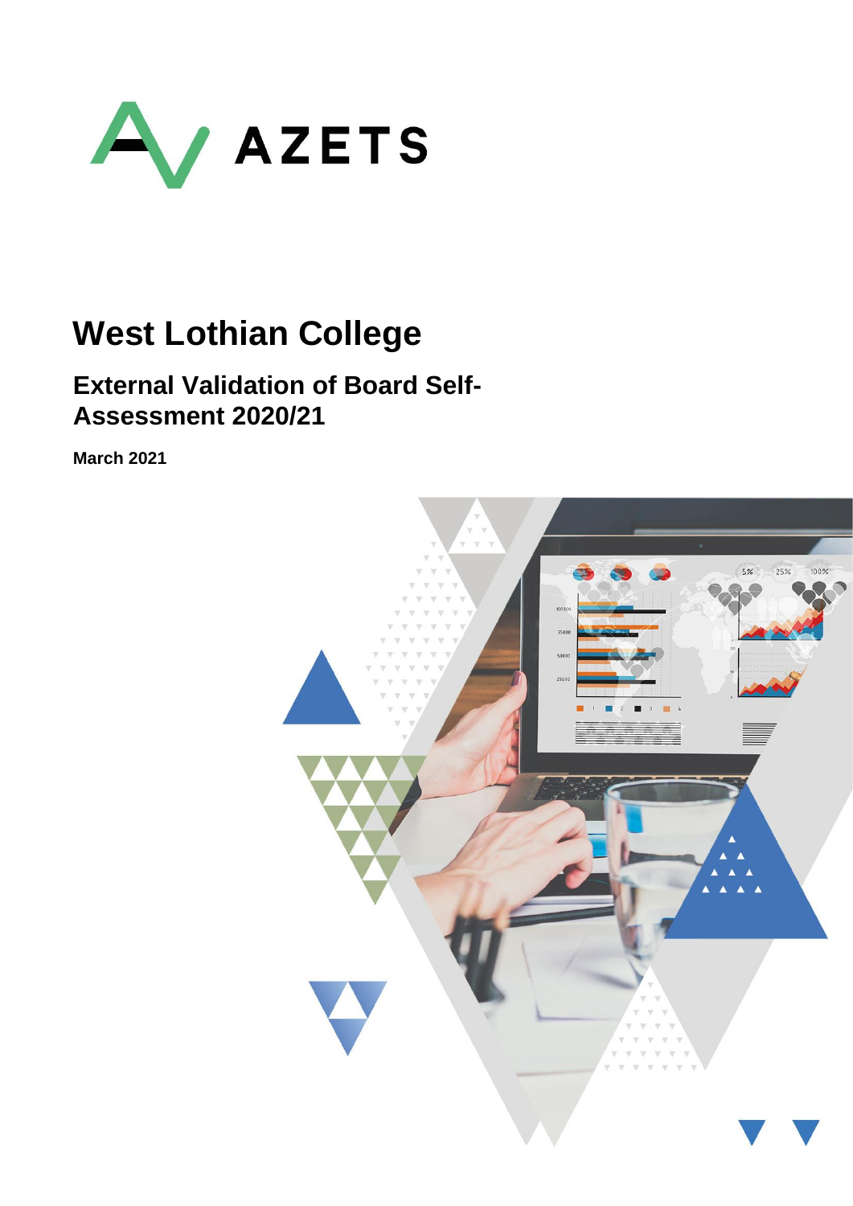AZETS

# West Lothian College

## External Validation of Board Self-Assessment 2020/21

**March 2021**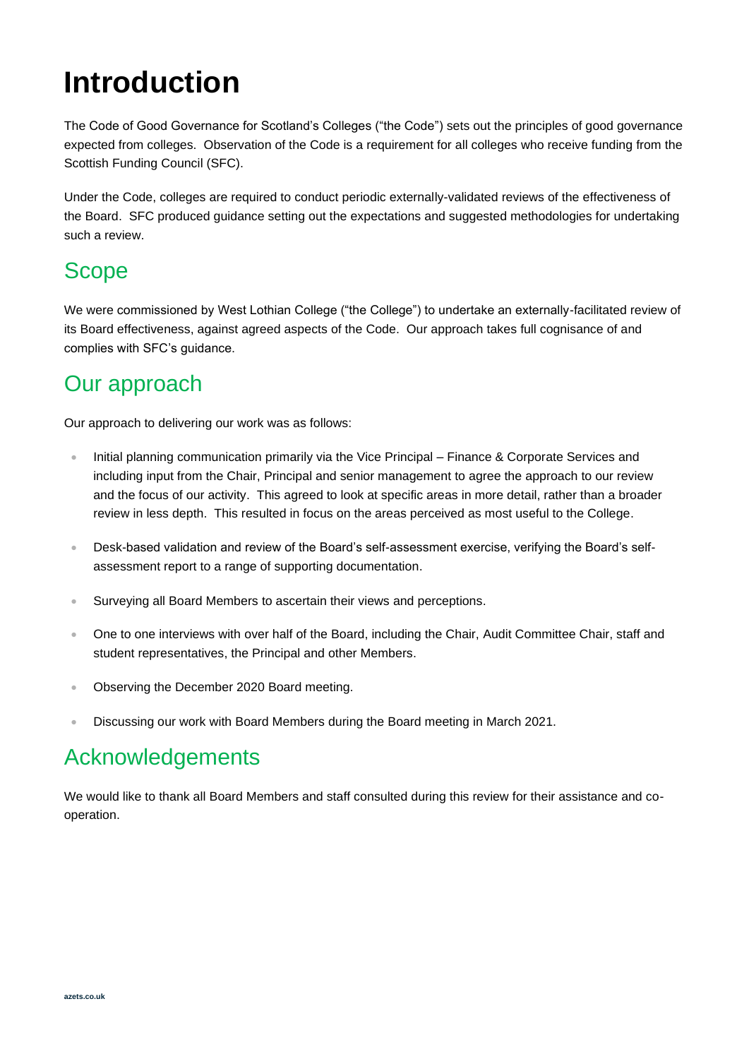# Introduction

The Code of Good Governance for Scotland's Colleges ("the Code") sets out the principles of good governance expected from colleges. Observation of the Code is a requirement for all colleges who receive funding from the Scottish Funding Council (SFC).

Under the Code, colleges are required to conduct periodic externally-validated reviews of the effectiveness of the Board. SFC produced guidance setting out the expectations and suggested methodologies for undertaking such a review.

## Scope

We were commissioned by West Lothian College ("the College") to undertake an externally-facilitated review of its Board effectiveness, against agreed aspects of the Code. Our approach takes full cognisance of and complies with SFC's guidance.

## Our approach

Our approach to delivering our work was as follows:

- Initial planning communication primarily via the Vice Principal – Finance & Corporate Services and including input from the Chair, Principal and senior management to agree the approach to our review and the focus of our activity. This agreed to look at specific areas in more detail, rather than a broader review in less depth. This resulted in focus on the areas perceived as most useful to the College.
- Desk-based validation and review of the Board's self-assessment exercise, verifying the Board's self-assessment report to a range of supporting documentation.
- Surveying all Board Members to ascertain their views and perceptions.
- One to one interviews with over half of the Board, including the Chair, Audit Committee Chair, staff and student representatives, the Principal and other Members.
- Observing the December 2020 Board meeting.
- Discussing our work with Board Members during the Board meeting in March 2021.

## Acknowledgements

We would like to thank all Board Members and staff consulted during this review for their assistance and co-operation.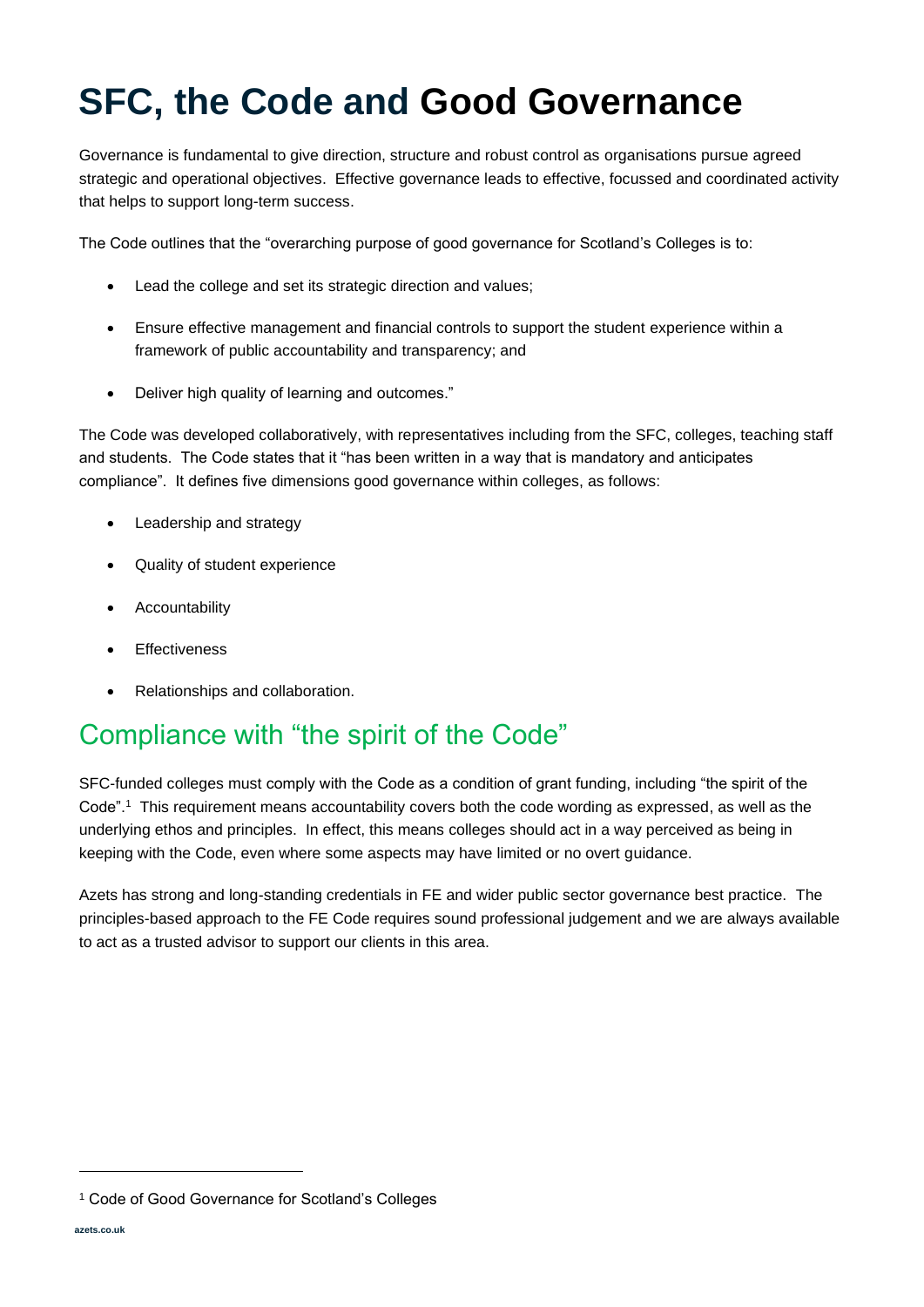# SFC, the Code and Good Governance

Governance is fundamental to give direction, structure and robust control as organisations pursue agreed strategic and operational objectives. Effective governance leads to effective, focussed and coordinated activity that helps to support long-term success.

The Code outlines that the "overarching purpose of good governance for Scotland's Colleges is to:

- Lead the college and set its strategic direction and values;
- Ensure effective management and financial controls to support the student experience within a framework of public accountability and transparency; and
- Deliver high quality of learning and outcomes."

The Code was developed collaboratively, with representatives including from the SFC, colleges, teaching staff and students. The Code states that it "has been written in a way that is mandatory and anticipates compliance". It defines five dimensions good governance within colleges, as follows:

- Leadership and strategy
- Quality of student experience
- Accountability
- Effectiveness
- Relationships and collaboration.

## Compliance with "the spirit of the Code"

SFC-funded colleges must comply with the Code as a condition of grant funding, including "the spirit of the Code".[1] This requirement means accountability covers both the code wording as expressed, as well as the underlying ethos and principles. In effect, this means colleges should act in a way perceived as being in keeping with the Code, even where some aspects may have limited or no overt guidance.

Azets has strong and long-standing credentials in FE and wider public sector governance best practice. The principles-based approach to the FE Code requires sound professional judgement and we are always available to act as a trusted advisor to support our clients in this area.

---

[1] Code of Good Governance for Scotland's Colleges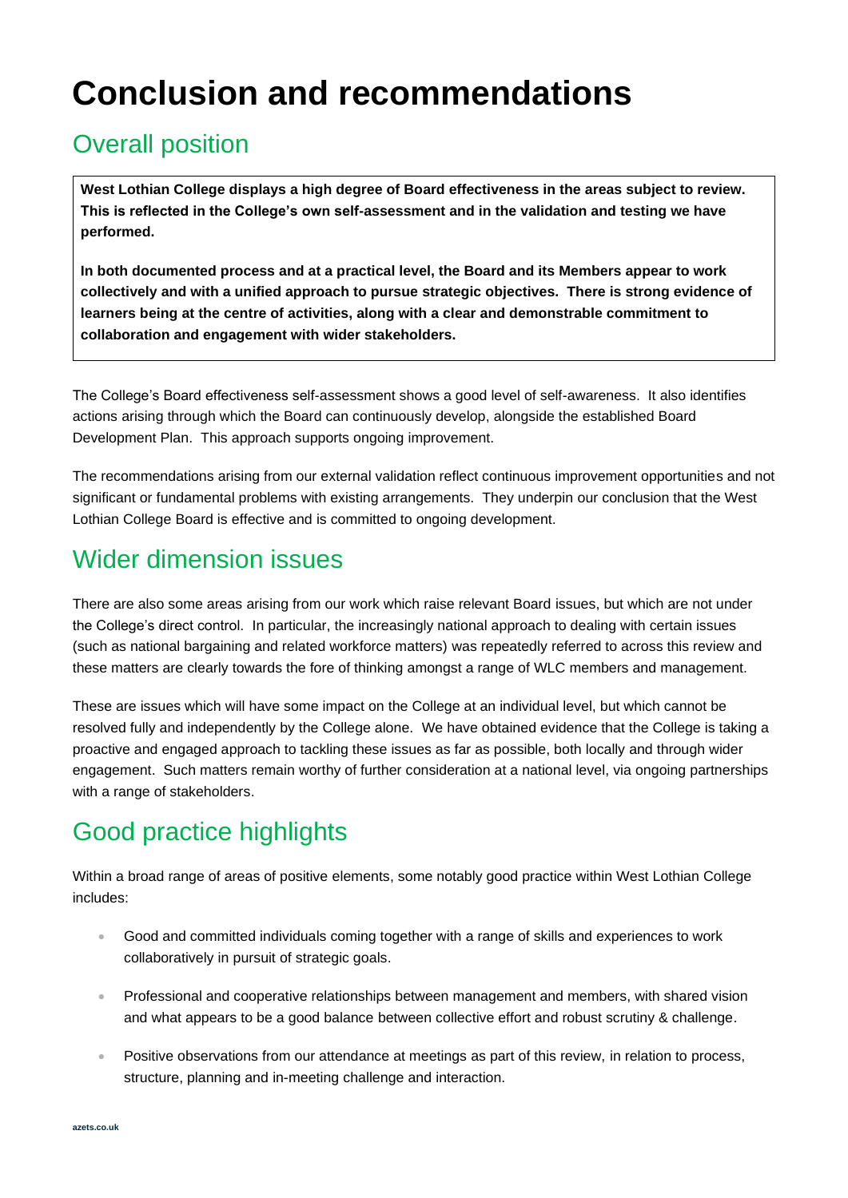# Conclusion and recommendations

## Overall position

**West Lothian College displays a high degree of Board effectiveness in the areas subject to review. This is reflected in the College's own self-assessment and in the validation and testing we have performed.**

**In both documented process and at a practical level, the Board and its Members appear to work collectively and with a unified approach to pursue strategic objectives. There is strong evidence of learners being at the centre of activities, along with a clear and demonstrable commitment to collaboration and engagement with wider stakeholders.**

The College's Board effectiveness self-assessment shows a good level of self-awareness. It also identifies actions arising through which the Board can continuously develop, alongside the established Board Development Plan. This approach supports ongoing improvement.

The recommendations arising from our external validation reflect continuous improvement opportunities and not significant or fundamental problems with existing arrangements. They underpin our conclusion that the West Lothian College Board is effective and is committed to ongoing development.

## Wider dimension issues

There are also some areas arising from our work which raise relevant Board issues, but which are not under the College's direct control. In particular, the increasingly national approach to dealing with certain issues (such as national bargaining and related workforce matters) was repeatedly referred to across this review and these matters are clearly towards the fore of thinking amongst a range of WLC members and management.

These are issues which will have some impact on the College at an individual level, but which cannot be resolved fully and independently by the College alone. We have obtained evidence that the College is taking a proactive and engaged approach to tackling these issues as far as possible, both locally and through wider engagement. Such matters remain worthy of further consideration at a national level, via ongoing partnerships with a range of stakeholders.

## Good practice highlights

Within a broad range of areas of positive elements, some notably good practice within West Lothian College includes:

- Good and committed individuals coming together with a range of skills and experiences to work collaboratively in pursuit of strategic goals.
- Professional and cooperative relationships between management and members, with shared vision and what appears to be a good balance between collective effort and robust scrutiny & challenge.
- Positive observations from our attendance at meetings as part of this review, in relation to process, structure, planning and in-meeting challenge and interaction.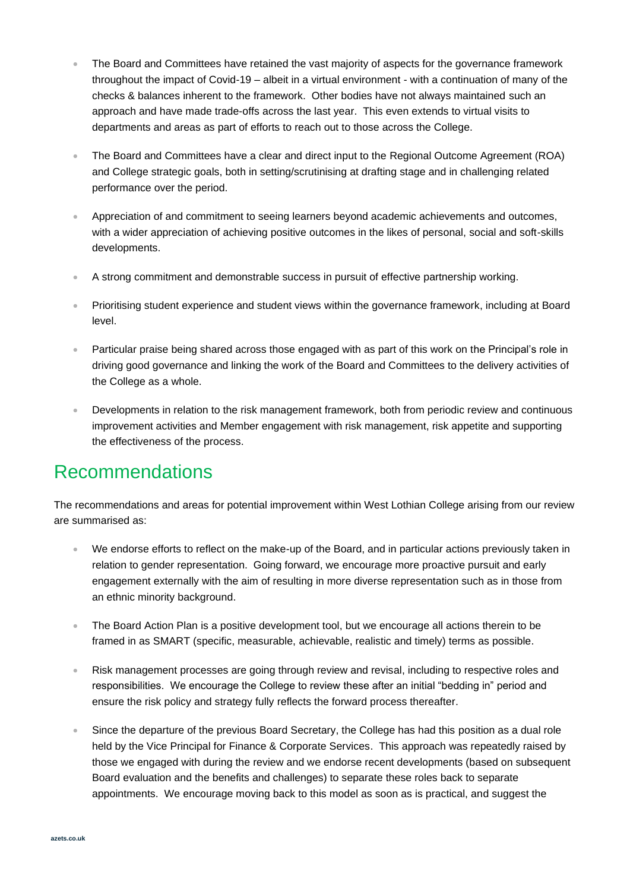- The Board and Committees have retained the vast majority of aspects for the governance framework throughout the impact of Covid-19 – albeit in a virtual environment - with a continuation of many of the checks & balances inherent to the framework. Other bodies have not always maintained such an approach and have made trade-offs across the last year. This even extends to virtual visits to departments and areas as part of efforts to reach out to those across the College.
- The Board and Committees have a clear and direct input to the Regional Outcome Agreement (ROA) and College strategic goals, both in setting/scrutinising at drafting stage and in challenging related performance over the period.
- Appreciation of and commitment to seeing learners beyond academic achievements and outcomes, with a wider appreciation of achieving positive outcomes in the likes of personal, social and soft-skills developments.
- A strong commitment and demonstrable success in pursuit of effective partnership working.
- Prioritising student experience and student views within the governance framework, including at Board level.
- Particular praise being shared across those engaged with as part of this work on the Principal's role in driving good governance and linking the work of the Board and Committees to the delivery activities of the College as a whole.
- Developments in relation to the risk management framework, both from periodic review and continuous improvement activities and Member engagement with risk management, risk appetite and supporting the effectiveness of the process.

## Recommendations

The recommendations and areas for potential improvement within West Lothian College arising from our review are summarised as:

- We endorse efforts to reflect on the make-up of the Board, and in particular actions previously taken in relation to gender representation. Going forward, we encourage more proactive pursuit and early engagement externally with the aim of resulting in more diverse representation such as in those from an ethnic minority background.
- The Board Action Plan is a positive development tool, but we encourage all actions therein to be framed in as SMART (specific, measurable, achievable, realistic and timely) terms as possible.
- Risk management processes are going through review and revisal, including to respective roles and responsibilities. We encourage the College to review these after an initial "bedding in" period and ensure the risk policy and strategy fully reflects the forward process thereafter.
- Since the departure of the previous Board Secretary, the College has had this position as a dual role held by the Vice Principal for Finance & Corporate Services. This approach was repeatedly raised by those we engaged with during the review and we endorse recent developments (based on subsequent Board evaluation and the benefits and challenges) to separate these roles back to separate appointments. We encourage moving back to this model as soon as is practical, and suggest the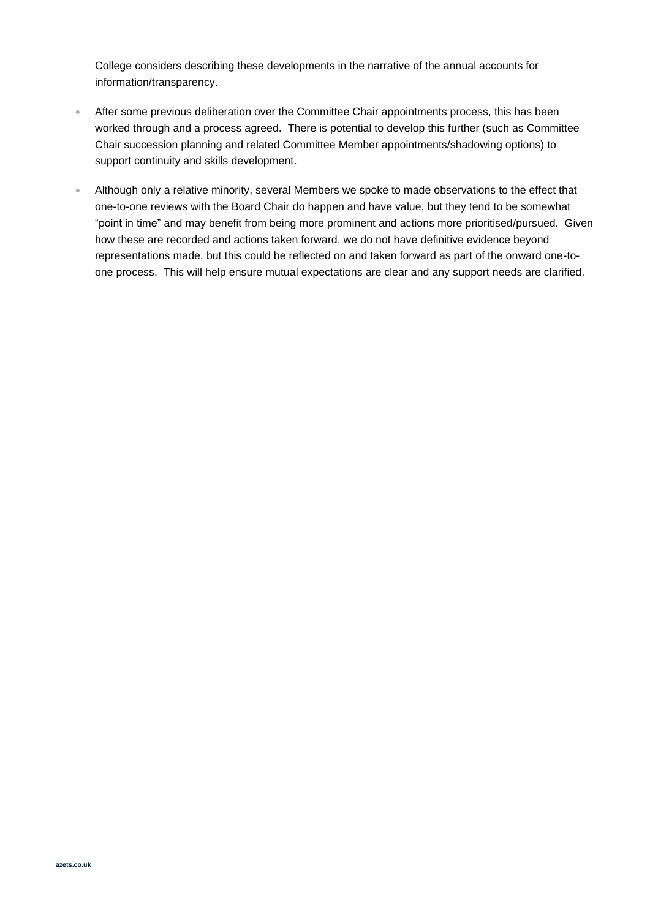College considers describing these developments in the narrative of the annual accounts for information/transparency.

- After some previous deliberation over the Committee Chair appointments process, this has been worked through and a process agreed. There is potential to develop this further (such as Committee Chair succession planning and related Committee Member appointments/shadowing options) to support continuity and skills development.
- Although only a relative minority, several Members we spoke to made observations to the effect that one-to-one reviews with the Board Chair do happen and have value, but they tend to be somewhat "point in time" and may benefit from being more prominent and actions more prioritised/pursued. Given how these are recorded and actions taken forward, we do not have definitive evidence beyond representations made, but this could be reflected on and taken forward as part of the onward one-to-one process. This will help ensure mutual expectations are clear and any support needs are clarified.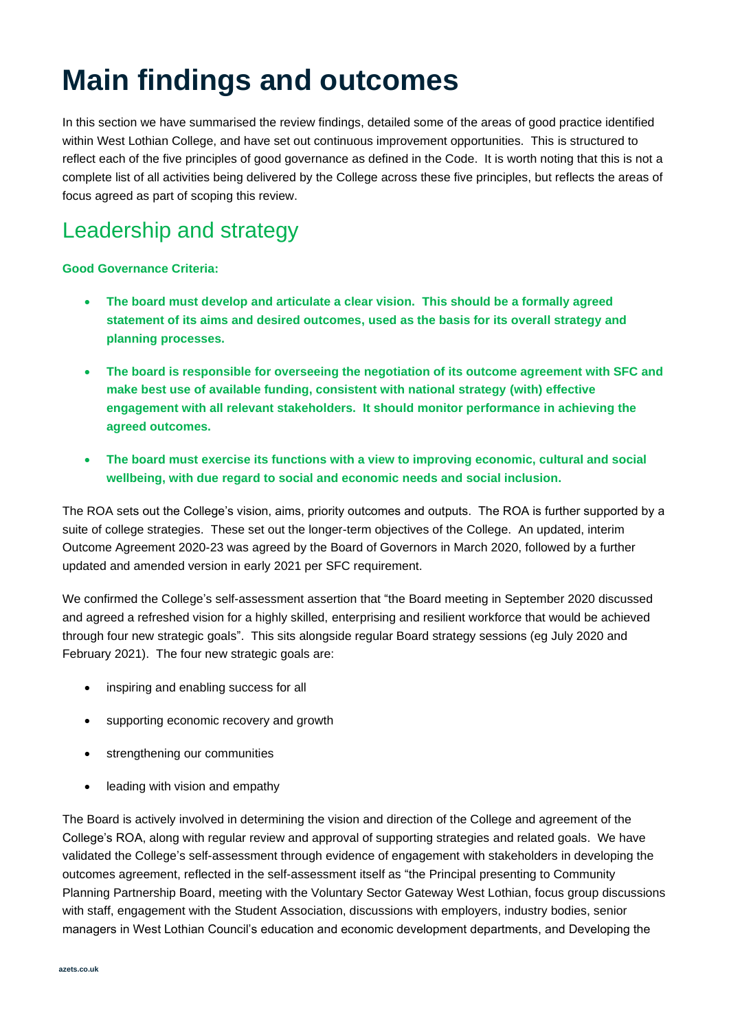# Main findings and outcomes

In this section we have summarised the review findings, detailed some of the areas of good practice identified within West Lothian College, and have set out continuous improvement opportunities. This is structured to reflect each of the five principles of good governance as defined in the Code. It is worth noting that this is not a complete list of all activities being delivered by the College across these five principles, but reflects the areas of focus agreed as part of scoping this review.

## Leadership and strategy

**Good Governance Criteria:**

- **The board must develop and articulate a clear vision. This should be a formally agreed statement of its aims and desired outcomes, used as the basis for its overall strategy and planning processes.**
- **The board is responsible for overseeing the negotiation of its outcome agreement with SFC and make best use of available funding, consistent with national strategy (with) effective engagement with all relevant stakeholders. It should monitor performance in achieving the agreed outcomes.**
- **The board must exercise its functions with a view to improving economic, cultural and social wellbeing, with due regard to social and economic needs and social inclusion.**

The ROA sets out the College's vision, aims, priority outcomes and outputs. The ROA is further supported by a suite of college strategies. These set out the longer-term objectives of the College. An updated, interim Outcome Agreement 2020-23 was agreed by the Board of Governors in March 2020, followed by a further updated and amended version in early 2021 per SFC requirement.

We confirmed the College's self-assessment assertion that "the Board meeting in September 2020 discussed and agreed a refreshed vision for a highly skilled, enterprising and resilient workforce that would be achieved through four new strategic goals". This sits alongside regular Board strategy sessions (eg July 2020 and February 2021). The four new strategic goals are:

- inspiring and enabling success for all
- supporting economic recovery and growth
- strengthening our communities
- leading with vision and empathy

The Board is actively involved in determining the vision and direction of the College and agreement of the College's ROA, along with regular review and approval of supporting strategies and related goals. We have validated the College's self-assessment through evidence of engagement with stakeholders in developing the outcomes agreement, reflected in the self-assessment itself as "the Principal presenting to Community Planning Partnership Board, meeting with the Voluntary Sector Gateway West Lothian, focus group discussions with staff, engagement with the Student Association, discussions with employers, industry bodies, senior managers in West Lothian Council's education and economic development departments, and Developing the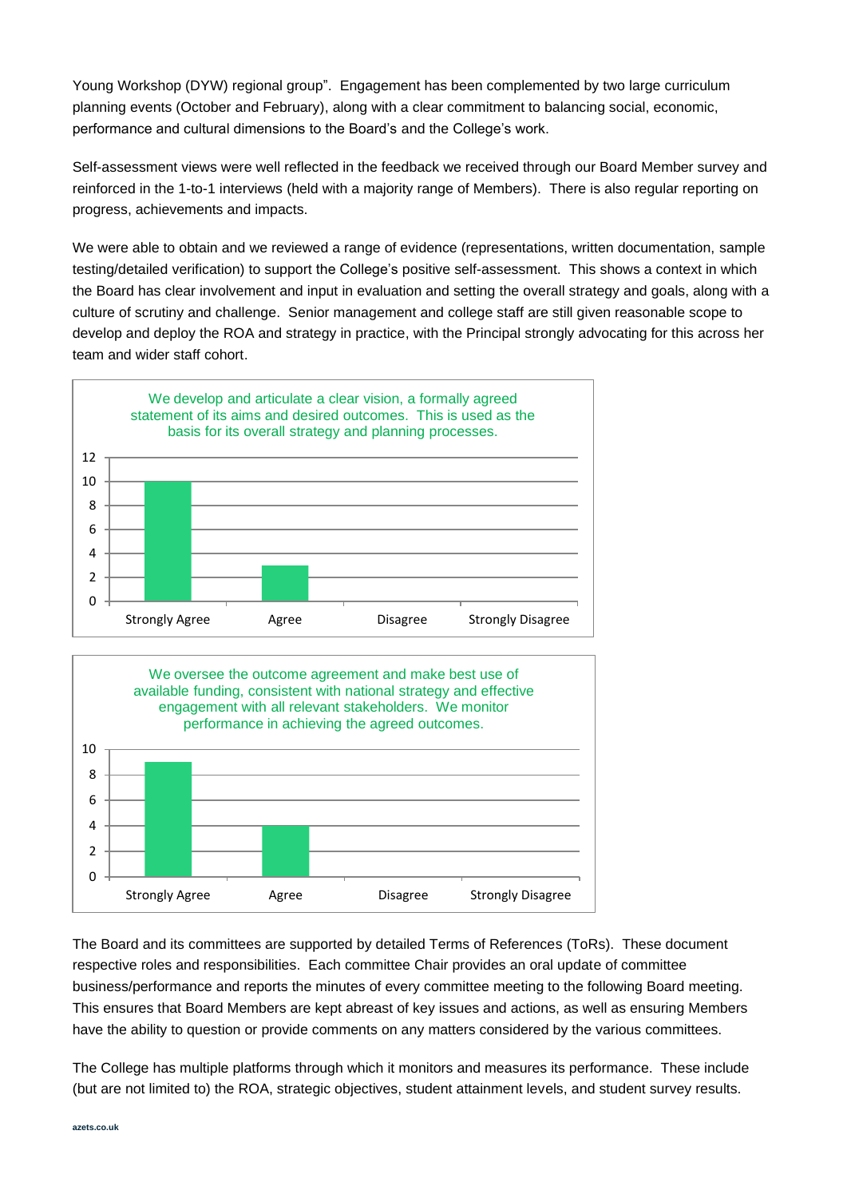Young Workshop (DYW) regional group". Engagement has been complemented by two large curriculum planning events (October and February), along with a clear commitment to balancing social, economic, performance and cultural dimensions to the Board's and the College's work.

Self-assessment views were well reflected in the feedback we received through our Board Member survey and reinforced in the 1-to-1 interviews (held with a majority range of Members). There is also regular reporting on progress, achievements and impacts.

We were able to obtain and we reviewed a range of evidence (representations, written documentation, sample testing/detailed verification) to support the College's positive self-assessment. This shows a context in which the Board has clear involvement and input in evaluation and setting the overall strategy and goals, along with a culture of scrutiny and challenge. Senior management and college staff are still given reasonable scope to develop and deploy the ROA and strategy in practice, with the Principal strongly advocating for this across her team and wider staff cohort.

We develop and articulate a clear vision, a formally agreed statement of its aims and desired outcomes. This is used as the basis for its overall strategy and planning processes.

12
10
8
6
4
2
0

Strongly Agree
Agree
Disagree
Strongly Disagree

We oversee the outcome agreement and make best use of available funding, consistent with national strategy and effective engagement with all relevant stakeholders. We monitor performance in achieving the agreed outcomes.

10
8
6
4
2
0

Strongly Agree
Agree
Disagree
Strongly Disagree

The Board and its committees are supported by detailed Terms of References (ToRs). These document respective roles and responsibilities. Each committee Chair provides an oral update of committee business/performance and reports the minutes of every committee meeting to the following Board meeting. This ensures that Board Members are kept abreast of key issues and actions, as well as ensuring Members have the ability to question or provide comments on any matters considered by the various committees.

The College has multiple platforms through which it monitors and measures its performance. These include (but are not limited to) the ROA, strategic objectives, student attainment levels, and student survey results.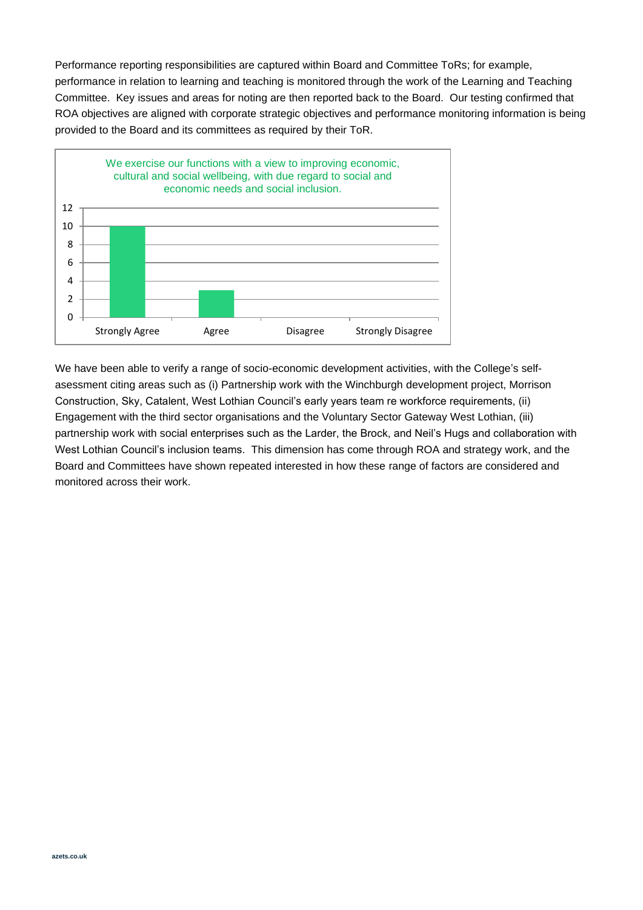Performance reporting responsibilities are captured within Board and Committee ToRs; for example, performance in relation to learning and teaching is monitored through the work of the Learning and Teaching Committee. Key issues and areas for noting are then reported back to the Board. Our testing confirmed that ROA objectives are aligned with corporate strategic objectives and performance monitoring information is being provided to the Board and its committees as required by their ToR.

We exercise our functions with a view to improving economic, cultural and social wellbeing, with due regard to social and economic needs and social inclusion.

12
10
8
6
4
2
0

Strongly Agree
Agree
Disagree
Strongly Disagree

We have been able to verify a range of socio-economic development activities, with the College's self-asessment citing areas such as (i) Partnership work with the Winchburgh development project, Morrison Construction, Sky, Catalent, West Lothian Council's early years team re workforce requirements, (ii) Engagement with the third sector organisations and the Voluntary Sector Gateway West Lothian, (iii) partnership work with social enterprises such as the Larder, the Brock, and Neil's Hugs and collaboration with West Lothian Council's inclusion teams. This dimension has come through ROA and strategy work, and the Board and Committees have shown repeated interested in how these range of factors are considered and monitored across their work.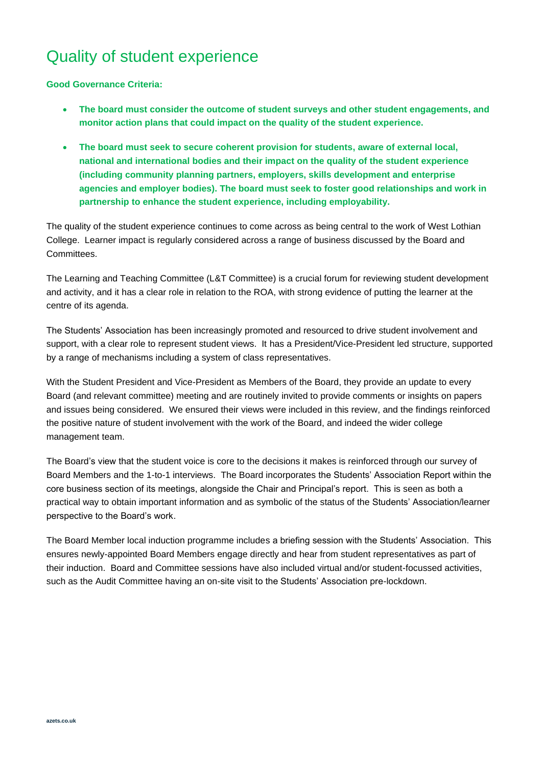# Quality of student experience

**Good Governance Criteria:**

- **The board must consider the outcome of student surveys and other student engagements, and monitor action plans that could impact on the quality of the student experience.**
- **The board must seek to secure coherent provision for students, aware of external local, national and international bodies and their impact on the quality of the student experience (including community planning partners, employers, skills development and enterprise agencies and employer bodies). The board must seek to foster good relationships and work in partnership to enhance the student experience, including employability.**

The quality of the student experience continues to come across as being central to the work of West Lothian College. Learner impact is regularly considered across a range of business discussed by the Board and Committees.

The Learning and Teaching Committee (L&T Committee) is a crucial forum for reviewing student development and activity, and it has a clear role in relation to the ROA, with strong evidence of putting the learner at the centre of its agenda.

The Students' Association has been increasingly promoted and resourced to drive student involvement and support, with a clear role to represent student views. It has a President/Vice-President led structure, supported by a range of mechanisms including a system of class representatives.

With the Student President and Vice-President as Members of the Board, they provide an update to every Board (and relevant committee) meeting and are routinely invited to provide comments or insights on papers and issues being considered. We ensured their views were included in this review, and the findings reinforced the positive nature of student involvement with the work of the Board, and indeed the wider college management team.

The Board's view that the student voice is core to the decisions it makes is reinforced through our survey of Board Members and the 1-to-1 interviews. The Board incorporates the Students' Association Report within the core business section of its meetings, alongside the Chair and Principal's report. This is seen as both a practical way to obtain important information and as symbolic of the status of the Students' Association/learner perspective to the Board's work.

The Board Member local induction programme includes a briefing session with the Students' Association. This ensures newly-appointed Board Members engage directly and hear from student representatives as part of their induction. Board and Committee sessions have also included virtual and/or student-focussed activities, such as the Audit Committee having an on-site visit to the Students' Association pre-lockdown.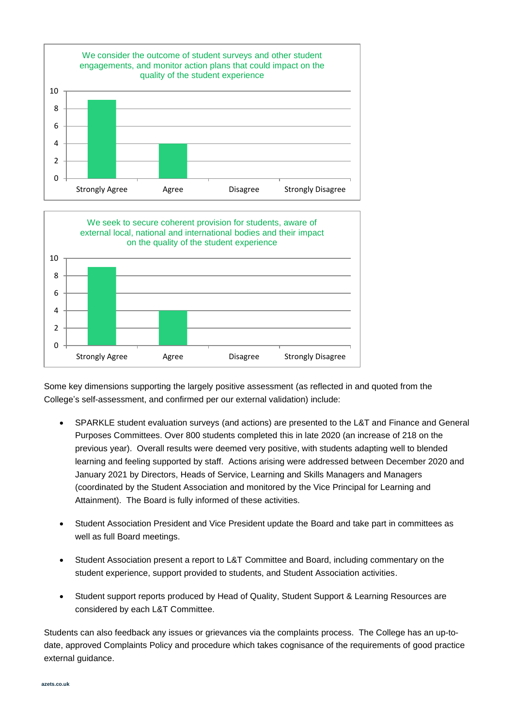We consider the outcome of student surveys and other student engagements, and monitor action plans that could impact on the quality of the student experience

10
8
6
4
2
0

Strongly Agree
Agree
Disagree
Strongly Disagree

We seek to secure coherent provision for students, aware of external local, national and international bodies and their impact on the quality of the student experience

10
8
6
4
2
0

Strongly Agree
Agree
Disagree
Strongly Disagree

Some key dimensions supporting the largely positive assessment (as reflected in and quoted from the College's self-assessment, and confirmed per our external validation) include:

- SPARKLE student evaluation surveys (and actions) are presented to the L&T and Finance and General Purposes Committees. Over 800 students completed this in late 2020 (an increase of 218 on the previous year). Overall results were deemed very positive, with students adapting well to blended learning and feeling supported by staff. Actions arising were addressed between December 2020 and January 2021 by Directors, Heads of Service, Learning and Skills Managers and Managers (coordinated by the Student Association and monitored by the Vice Principal for Learning and Attainment). The Board is fully informed of these activities.

- Student Association President and Vice President update the Board and take part in committees as well as full Board meetings.

- Student Association present a report to L&T Committee and Board, including commentary on the student experience, support provided to students, and Student Association activities.

- Student support reports produced by Head of Quality, Student Support & Learning Resources are considered by each L&T Committee.

Students can also feedback any issues or grievances via the complaints process. The College has an up-to-date, approved Complaints Policy and procedure which takes cognisance of the requirements of good practice external guidance.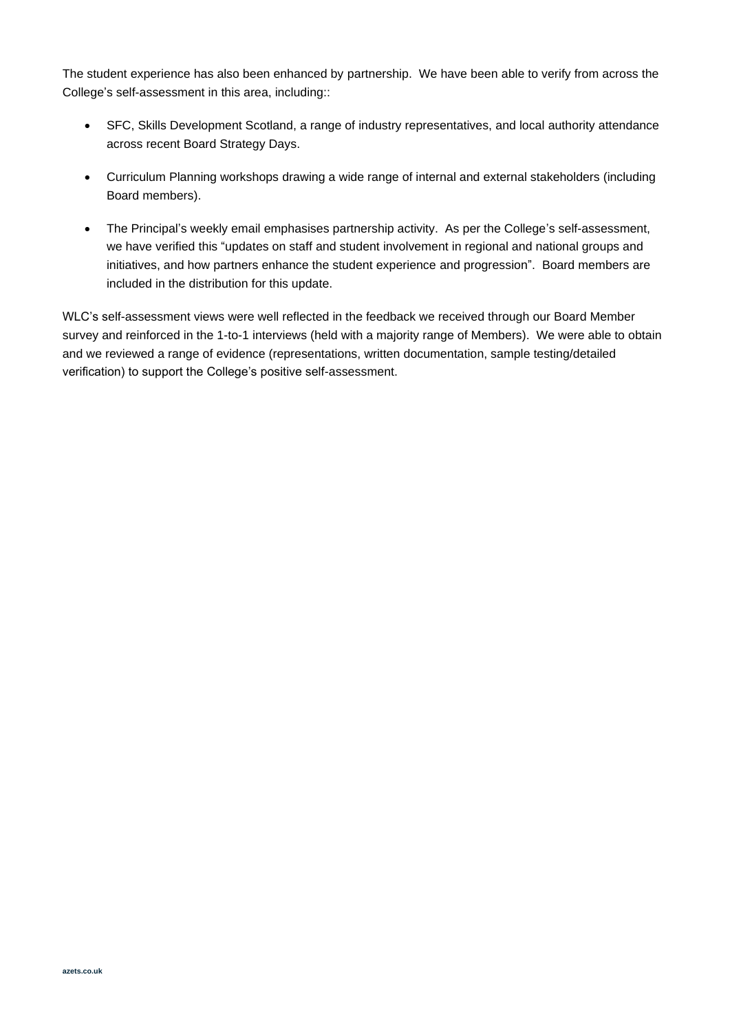The student experience has also been enhanced by partnership. We have been able to verify from across the College's self-assessment in this area, including::

- SFC, Skills Development Scotland, a range of industry representatives, and local authority attendance across recent Board Strategy Days.
- Curriculum Planning workshops drawing a wide range of internal and external stakeholders (including Board members).
- The Principal's weekly email emphasises partnership activity. As per the College's self-assessment, we have verified this "updates on staff and student involvement in regional and national groups and initiatives, and how partners enhance the student experience and progression". Board members are included in the distribution for this update.

WLC's self-assessment views were well reflected in the feedback we received through our Board Member survey and reinforced in the 1-to-1 interviews (held with a majority range of Members). We were able to obtain and we reviewed a range of evidence (representations, written documentation, sample testing/detailed verification) to support the College's positive self-assessment.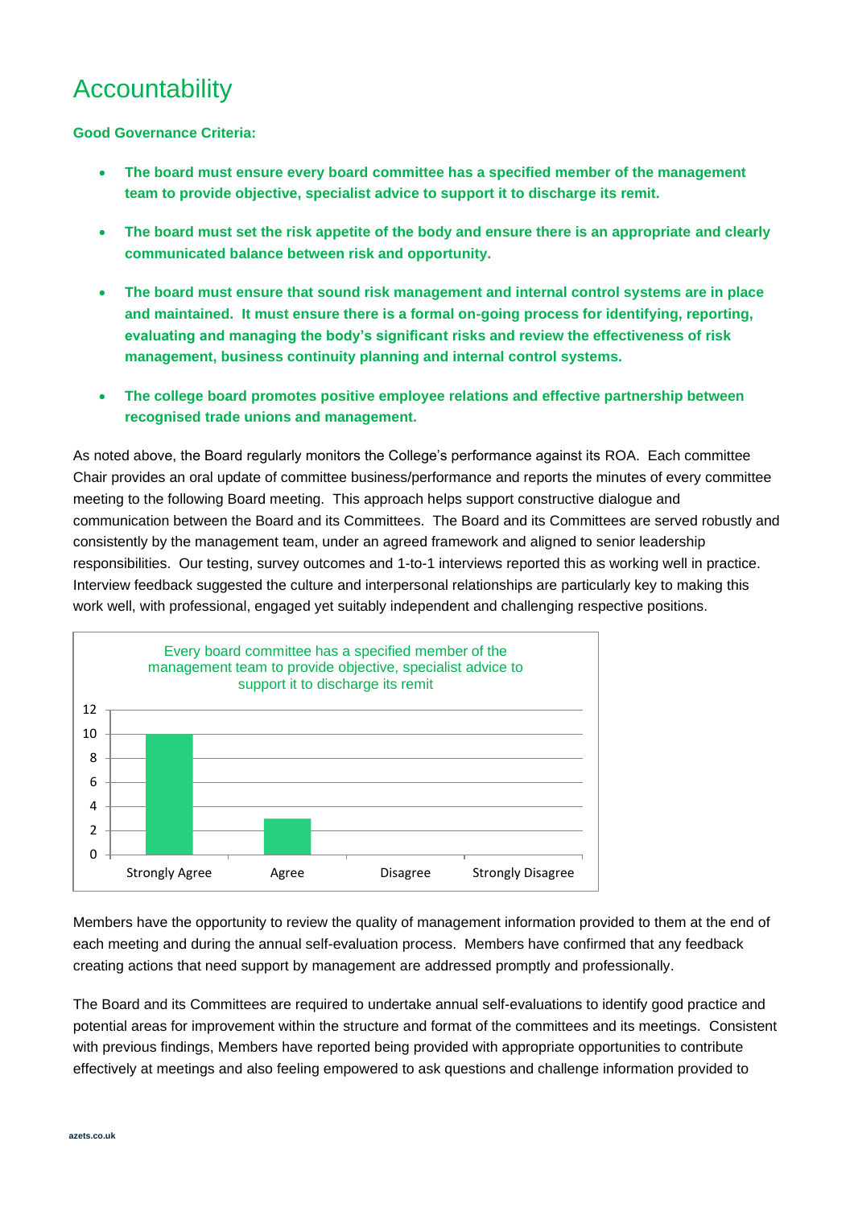# Accountability

**Good Governance Criteria:**

- **The board must ensure every board committee has a specified member of the management team to provide objective, specialist advice to support it to discharge its remit.**
- **The board must set the risk appetite of the body and ensure there is an appropriate and clearly communicated balance between risk and opportunity.**
- **The board must ensure that sound risk management and internal control systems are in place and maintained. It must ensure there is a formal on-going process for identifying, reporting, evaluating and managing the body's significant risks and review the effectiveness of risk management, business continuity planning and internal control systems.**
- **The college board promotes positive employee relations and effective partnership between recognised trade unions and management.**

As noted above, the Board regularly monitors the College's performance against its ROA. Each committee Chair provides an oral update of committee business/performance and reports the minutes of every committee meeting to the following Board meeting. This approach helps support constructive dialogue and communication between the Board and its Committees. The Board and its Committees are served robustly and consistently by the management team, under an agreed framework and aligned to senior leadership responsibilities. Our testing, survey outcomes and 1-to-1 interviews reported this as working well in practice. Interview feedback suggested the culture and interpersonal relationships are particularly key to making this work well, with professional, engaged yet suitably independent and challenging respective positions.

Every board committee has a specified member of the management team to provide objective, specialist advice to support it to discharge its remit

12
10
8
6
4
2
0

Strongly Agree
Agree
Disagree
Strongly Disagree

Members have the opportunity to review the quality of management information provided to them at the end of each meeting and during the annual self-evaluation process. Members have confirmed that any feedback creating actions that need support by management are addressed promptly and professionally.

The Board and its Committees are required to undertake annual self-evaluations to identify good practice and potential areas for improvement within the structure and format of the committees and its meetings. Consistent with previous findings, Members have reported being provided with appropriate opportunities to contribute effectively at meetings and also feeling empowered to ask questions and challenge information provided to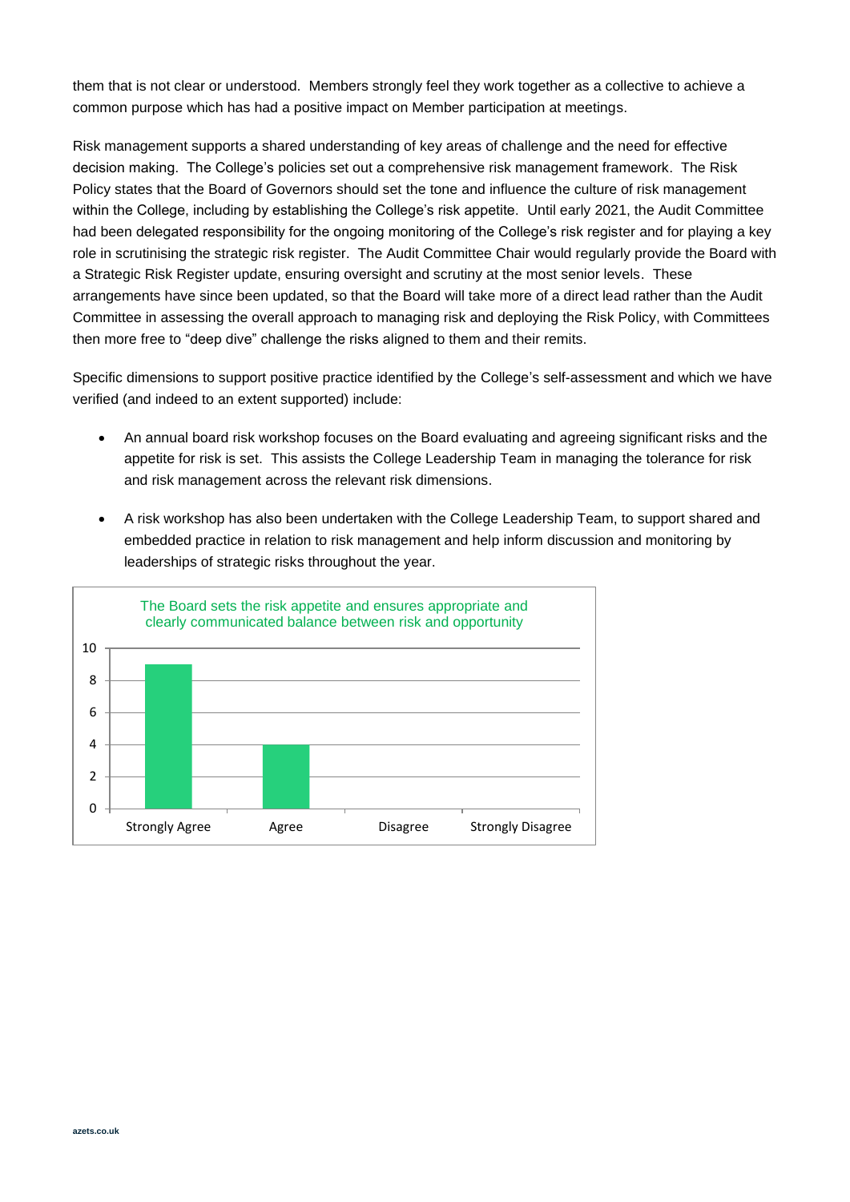them that is not clear or understood. Members strongly feel they work together as a collective to achieve a common purpose which has had a positive impact on Member participation at meetings.

Risk management supports a shared understanding of key areas of challenge and the need for effective decision making. The College's policies set out a comprehensive risk management framework. The Risk Policy states that the Board of Governors should set the tone and influence the culture of risk management within the College, including by establishing the College's risk appetite. Until early 2021, the Audit Committee had been delegated responsibility for the ongoing monitoring of the College's risk register and for playing a key role in scrutinising the strategic risk register. The Audit Committee Chair would regularly provide the Board with a Strategic Risk Register update, ensuring oversight and scrutiny at the most senior levels. These arrangements have since been updated, so that the Board will take more of a direct lead rather than the Audit Committee in assessing the overall approach to managing risk and deploying the Risk Policy, with Committees then more free to "deep dive" challenge the risks aligned to them and their remits.

Specific dimensions to support positive practice identified by the College's self-assessment and which we have verified (and indeed to an extent supported) include:

- An annual board risk workshop focuses on the Board evaluating and agreeing significant risks and the appetite for risk is set. This assists the College Leadership Team in managing the tolerance for risk and risk management across the relevant risk dimensions.
- A risk workshop has also been undertaken with the College Leadership Team, to support shared and embedded practice in relation to risk management and help inform discussion and monitoring by leaderships of strategic risks throughout the year.

The Board sets the risk appetite and ensures appropriate and clearly communicated balance between risk and opportunity

10
8
6
4
2
0

Strongly Agree
Agree
Disagree
Strongly Disagree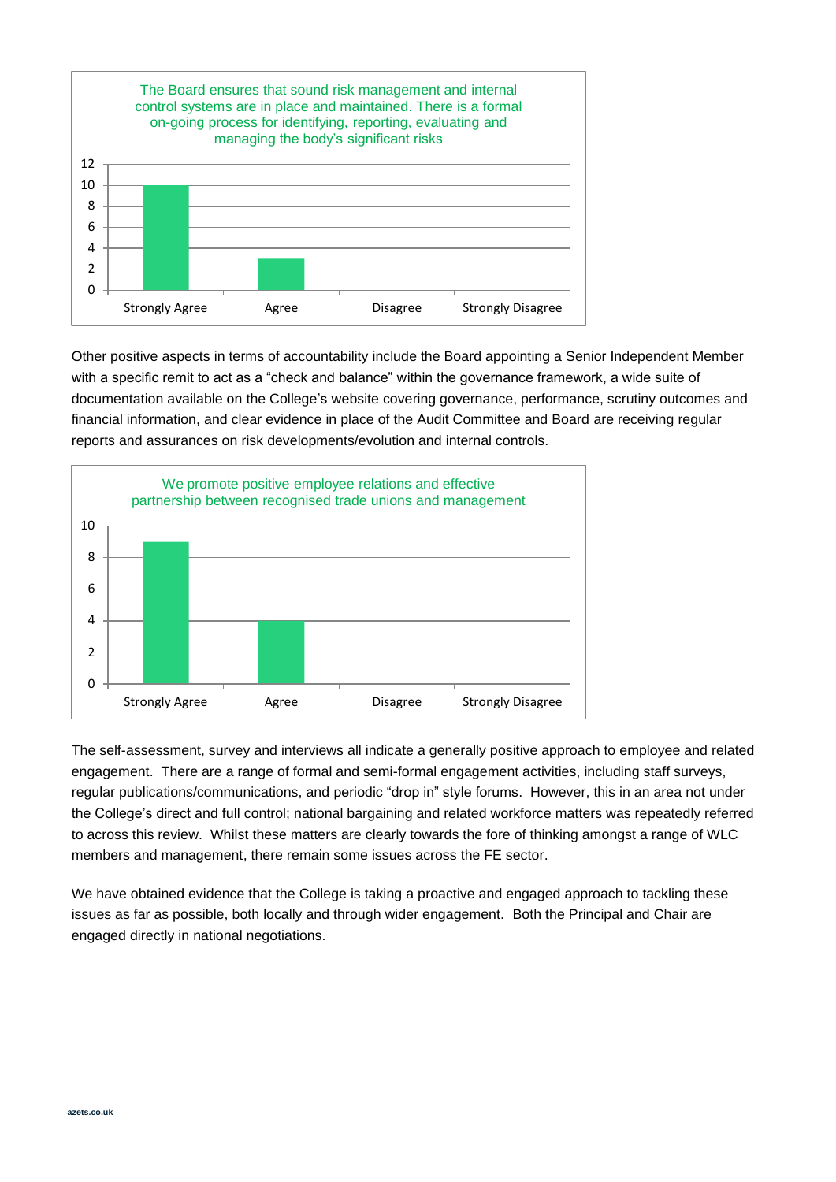The Board ensures that sound risk management and internal control systems are in place and maintained. There is a formal on-going process for identifying, reporting, evaluating and managing the body's significant risks

12
10
8
6
4
2
0

Strongly Agree
Agree
Disagree
Strongly Disagree

Other positive aspects in terms of accountability include the Board appointing a Senior Independent Member with a specific remit to act as a "check and balance" within the governance framework, a wide suite of documentation available on the College's website covering governance, performance, scrutiny outcomes and financial information, and clear evidence in place of the Audit Committee and Board are receiving regular reports and assurances on risk developments/evolution and internal controls.

We promote positive employee relations and effective partnership between recognised trade unions and management

10
8
6
4
2
0

Strongly Agree
Agree
Disagree
Strongly Disagree

The self-assessment, survey and interviews all indicate a generally positive approach to employee and related engagement. There are a range of formal and semi-formal engagement activities, including staff surveys, regular publications/communications, and periodic "drop in" style forums. However, this in an area not under the College's direct and full control; national bargaining and related workforce matters was repeatedly referred to across this review. Whilst these matters are clearly towards the fore of thinking amongst a range of WLC members and management, there remain some issues across the FE sector.

We have obtained evidence that the College is taking a proactive and engaged approach to tackling these issues as far as possible, both locally and through wider engagement. Both the Principal and Chair are engaged directly in national negotiations.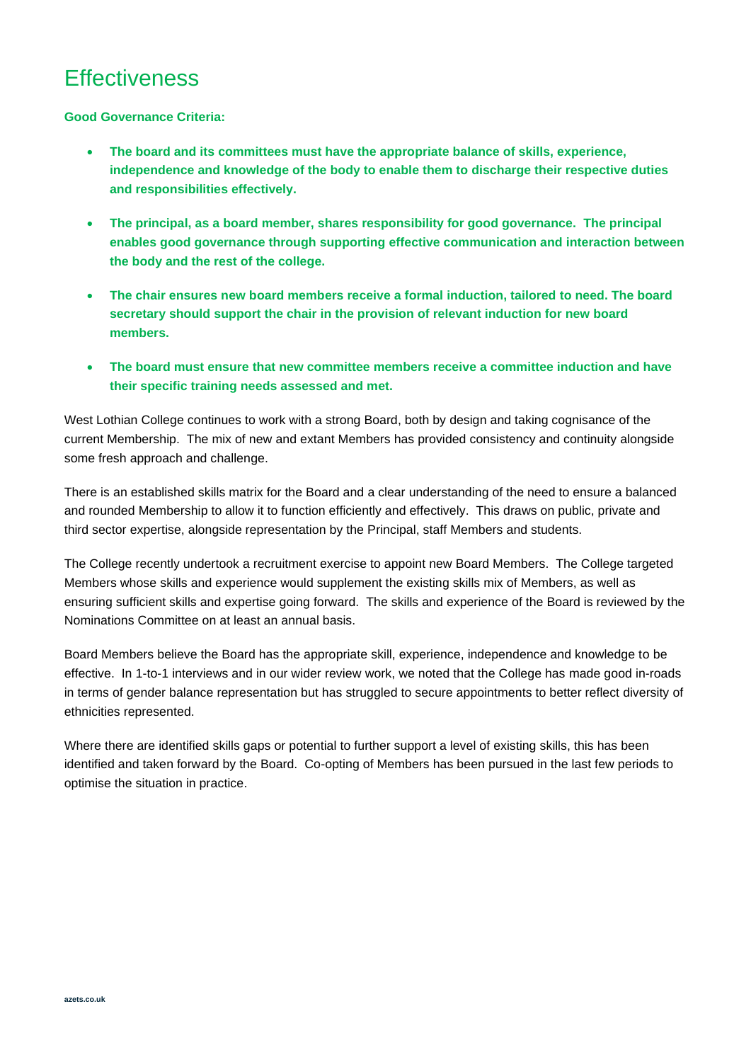# Effectiveness

**Good Governance Criteria:**

- **The board and its committees must have the appropriate balance of skills, experience, independence and knowledge of the body to enable them to discharge their respective duties and responsibilities effectively.**
- **The principal, as a board member, shares responsibility for good governance. The principal enables good governance through supporting effective communication and interaction between the body and the rest of the college.**
- **The chair ensures new board members receive a formal induction, tailored to need. The board secretary should support the chair in the provision of relevant induction for new board members.**
- **The board must ensure that new committee members receive a committee induction and have their specific training needs assessed and met.**

West Lothian College continues to work with a strong Board, both by design and taking cognisance of the current Membership. The mix of new and extant Members has provided consistency and continuity alongside some fresh approach and challenge.

There is an established skills matrix for the Board and a clear understanding of the need to ensure a balanced and rounded Membership to allow it to function efficiently and effectively. This draws on public, private and third sector expertise, alongside representation by the Principal, staff Members and students.

The College recently undertook a recruitment exercise to appoint new Board Members. The College targeted Members whose skills and experience would supplement the existing skills mix of Members, as well as ensuring sufficient skills and expertise going forward. The skills and experience of the Board is reviewed by the Nominations Committee on at least an annual basis.

Board Members believe the Board has the appropriate skill, experience, independence and knowledge to be effective. In 1-to-1 interviews and in our wider review work, we noted that the College has made good in-roads in terms of gender balance representation but has struggled to secure appointments to better reflect diversity of ethnicities represented.

Where there are identified skills gaps or potential to further support a level of existing skills, this has been identified and taken forward by the Board. Co-opting of Members has been pursued in the last few periods to optimise the situation in practice.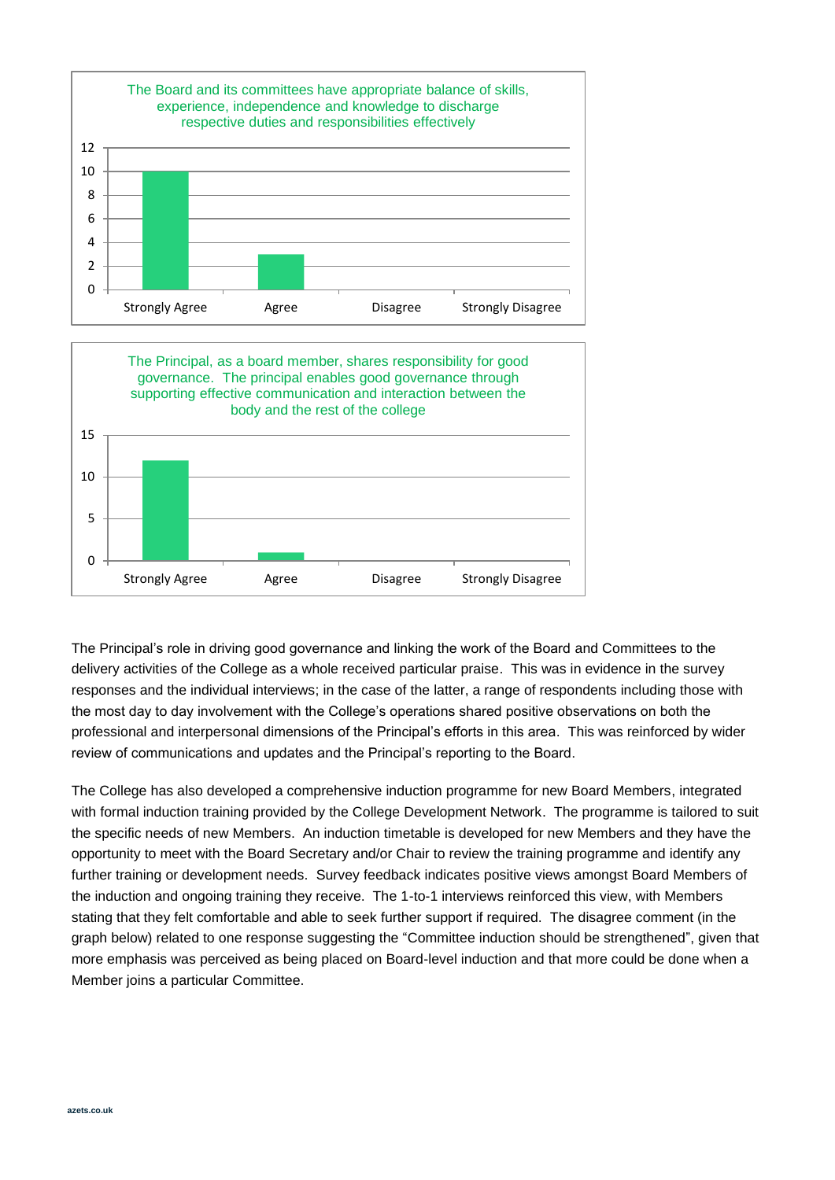The Board and its committees have appropriate balance of skills, experience, independence and knowledge to discharge respective duties and responsibilities effectively

12
10
8
6
4
2
0

Strongly Agree
Agree
Disagree
Strongly Disagree

The Principal, as a board member, shares responsibility for good governance. The principal enables good governance through supporting effective communication and interaction between the body and the rest of the college

15
10
5
0

Strongly Agree
Agree
Disagree
Strongly Disagree

The Principal's role in driving good governance and linking the work of the Board and Committees to the delivery activities of the College as a whole received particular praise. This was in evidence in the survey responses and the individual interviews; in the case of the latter, a range of respondents including those with the most day to day involvement with the College's operations shared positive observations on both the professional and interpersonal dimensions of the Principal's efforts in this area. This was reinforced by wider review of communications and updates and the Principal's reporting to the Board.

The College has also developed a comprehensive induction programme for new Board Members, integrated with formal induction training provided by the College Development Network. The programme is tailored to suit the specific needs of new Members. An induction timetable is developed for new Members and they have the opportunity to meet with the Board Secretary and/or Chair to review the training programme and identify any further training or development needs. Survey feedback indicates positive views amongst Board Members of the induction and ongoing training they receive. The 1-to-1 interviews reinforced this view, with Members stating that they felt comfortable and able to seek further support if required. The disagree comment (in the graph below) related to one response suggesting the "Committee induction should be strengthened", given that more emphasis was perceived as being placed on Board-level induction and that more could be done when a Member joins a particular Committee.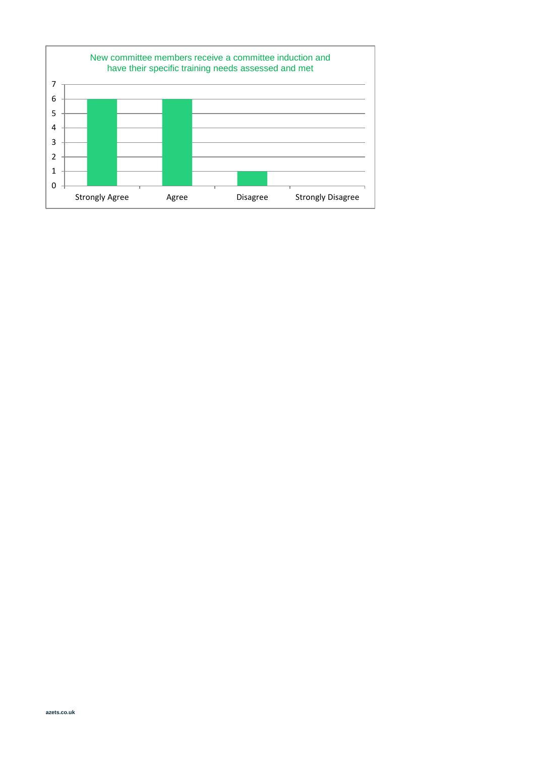New committee members receive a committee induction and have their specific training needs assessed and met

7
6
5
4
3
2
1
0

Strongly Agree

Agree

Disagree

Strongly Disagree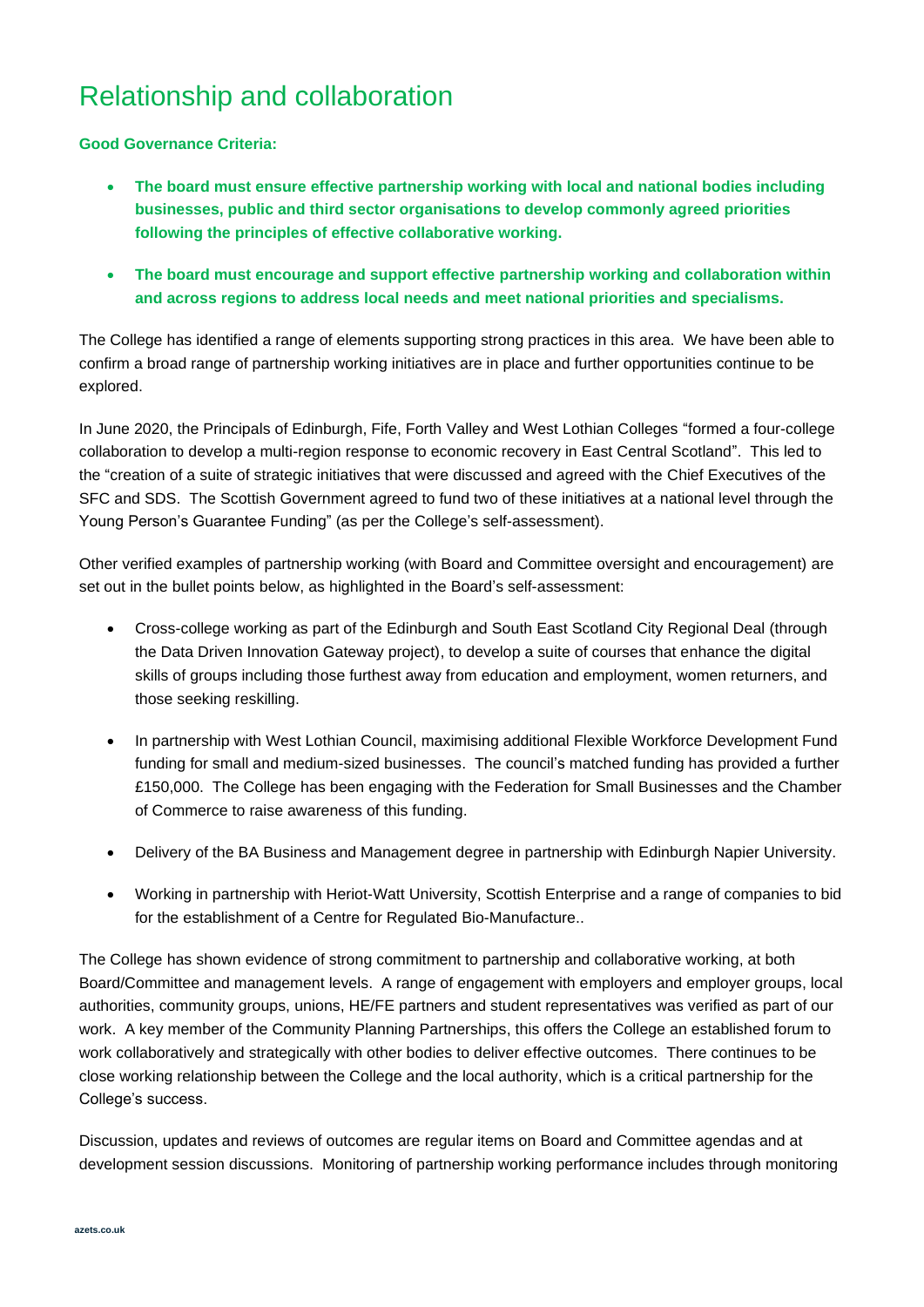# Relationship and collaboration

**Good Governance Criteria:**

- **The board must ensure effective partnership working with local and national bodies including businesses, public and third sector organisations to develop commonly agreed priorities following the principles of effective collaborative working.**

- **The board must encourage and support effective partnership working and collaboration within and across regions to address local needs and meet national priorities and specialisms.**

The College has identified a range of elements supporting strong practices in this area. We have been able to confirm a broad range of partnership working initiatives are in place and further opportunities continue to be explored.

In June 2020, the Principals of Edinburgh, Fife, Forth Valley and West Lothian Colleges "formed a four-college collaboration to develop a multi-region response to economic recovery in East Central Scotland". This led to the "creation of a suite of strategic initiatives that were discussed and agreed with the Chief Executives of the SFC and SDS. The Scottish Government agreed to fund two of these initiatives at a national level through the Young Person's Guarantee Funding" (as per the College's self-assessment).

Other verified examples of partnership working (with Board and Committee oversight and encouragement) are set out in the bullet points below, as highlighted in the Board's self-assessment:

- Cross-college working as part of the Edinburgh and South East Scotland City Regional Deal (through the Data Driven Innovation Gateway project), to develop a suite of courses that enhance the digital skills of groups including those furthest away from education and employment, women returners, and those seeking reskilling.

- In partnership with West Lothian Council, maximising additional Flexible Workforce Development Fund funding for small and medium-sized businesses. The council's matched funding has provided a further £150,000. The College has been engaging with the Federation for Small Businesses and the Chamber of Commerce to raise awareness of this funding.

- Delivery of the BA Business and Management degree in partnership with Edinburgh Napier University.

- Working in partnership with Heriot-Watt University, Scottish Enterprise and a range of companies to bid for the establishment of a Centre for Regulated Bio-Manufacture..

The College has shown evidence of strong commitment to partnership and collaborative working, at both Board/Committee and management levels. A range of engagement with employers and employer groups, local authorities, community groups, unions, HE/FE partners and student representatives was verified as part of our work. A key member of the Community Planning Partnerships, this offers the College an established forum to work collaboratively and strategically with other bodies to deliver effective outcomes. There continues to be close working relationship between the College and the local authority, which is a critical partnership for the College's success.

Discussion, updates and reviews of outcomes are regular items on Board and Committee agendas and at development session discussions. Monitoring of partnership working performance includes through monitoring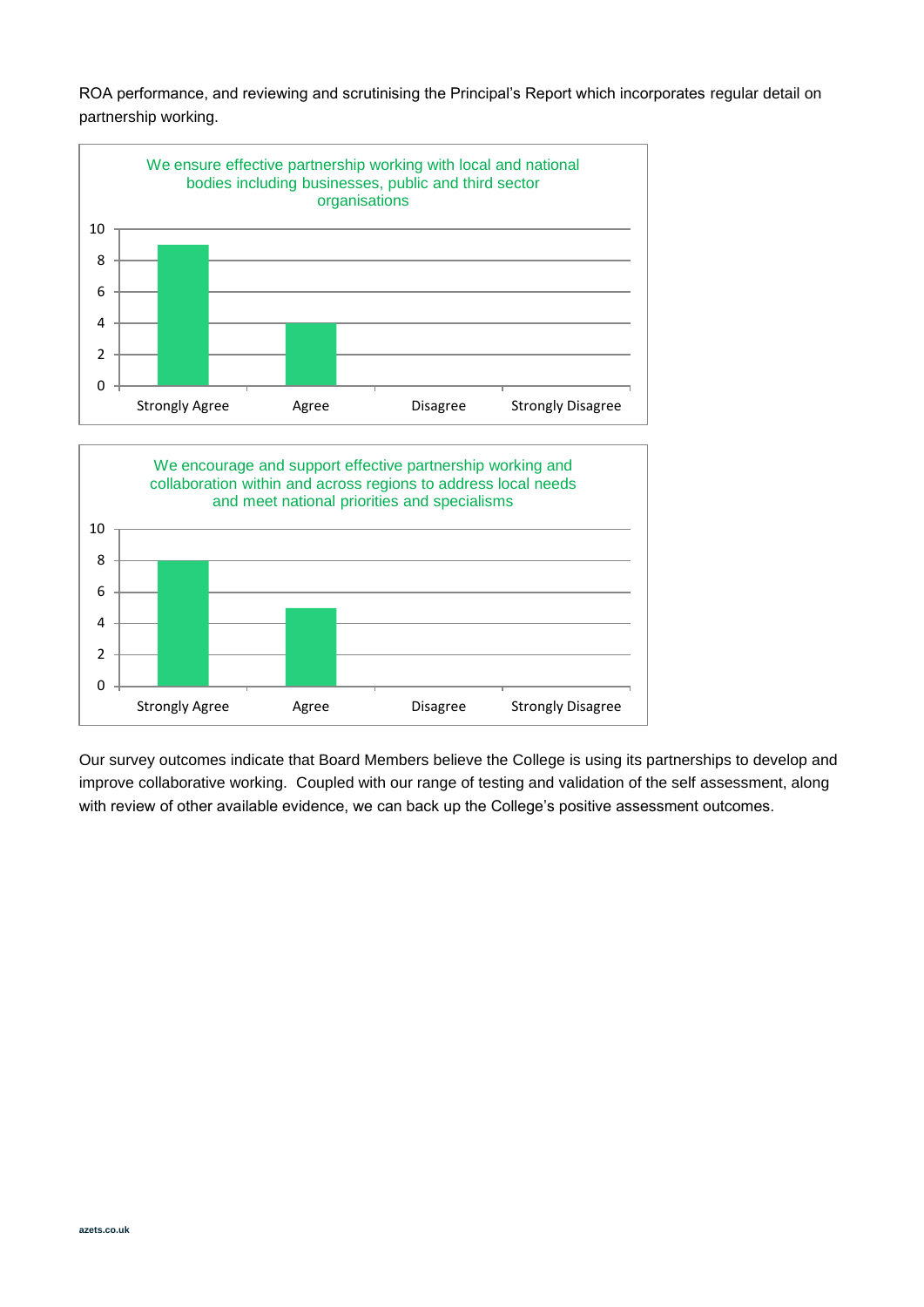ROA performance, and reviewing and scrutinising the Principal's Report which incorporates regular detail on partnership working.

We ensure effective partnership working with local and national bodies including businesses, public and third sector organisations

10
8
6
4
2
0

Strongly Agree
Agree
Disagree
Strongly Disagree

We encourage and support effective partnership working and collaboration within and across regions to address local needs and meet national priorities and specialisms

10
8
6
4
2
0

Strongly Agree
Agree
Disagree
Strongly Disagree

Our survey outcomes indicate that Board Members believe the College is using its partnerships to develop and improve collaborative working. Coupled with our range of testing and validation of the self assessment, along with review of other available evidence, we can back up the College's positive assessment outcomes.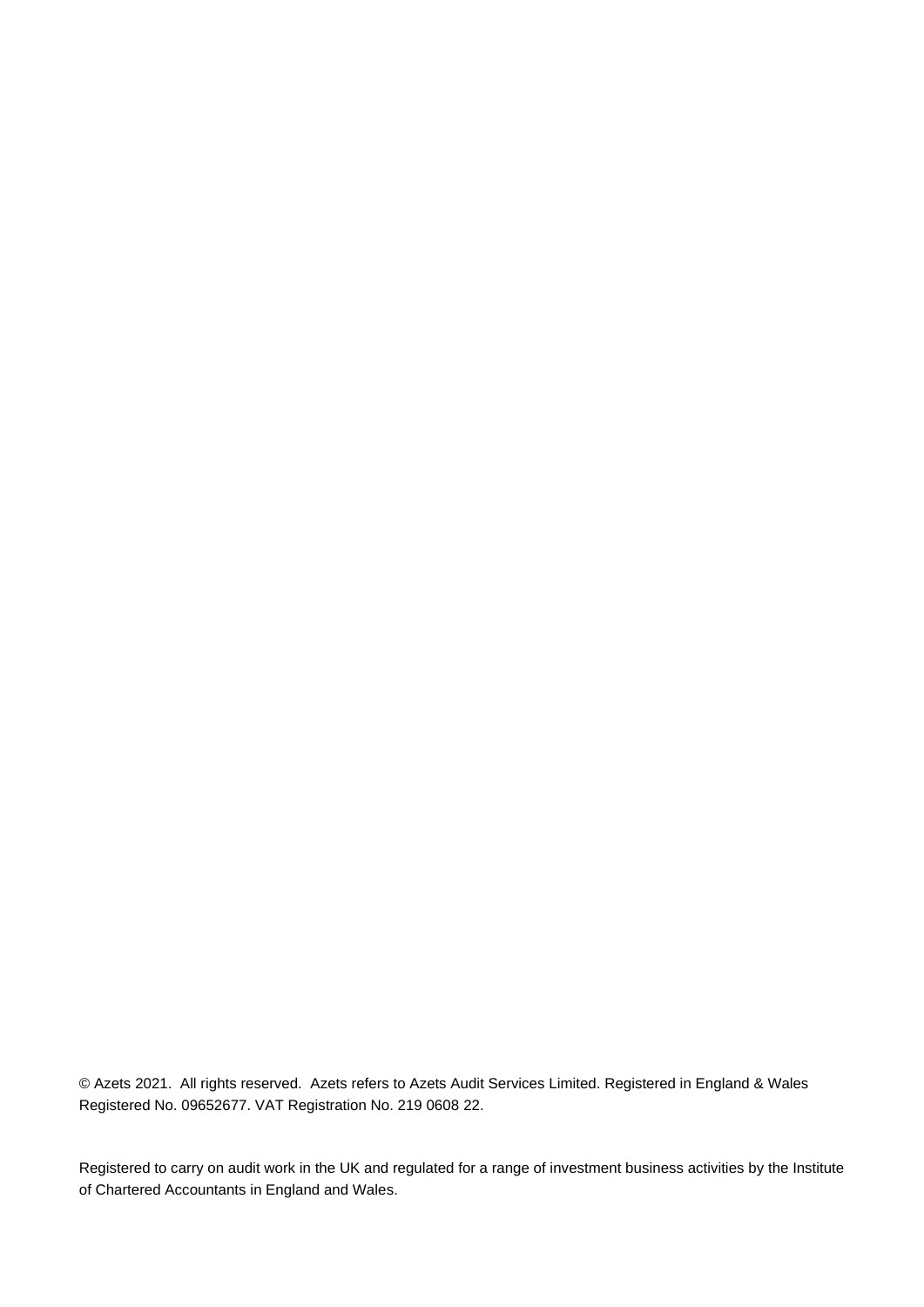© Azets 2021. All rights reserved. Azets refers to Azets Audit Services Limited. Registered in England & Wales Registered No. 09652677. VAT Registration No. 219 0608 22.

Registered to carry on audit work in the UK and regulated for a range of investment business activities by the Institute of Chartered Accountants in England and Wales.